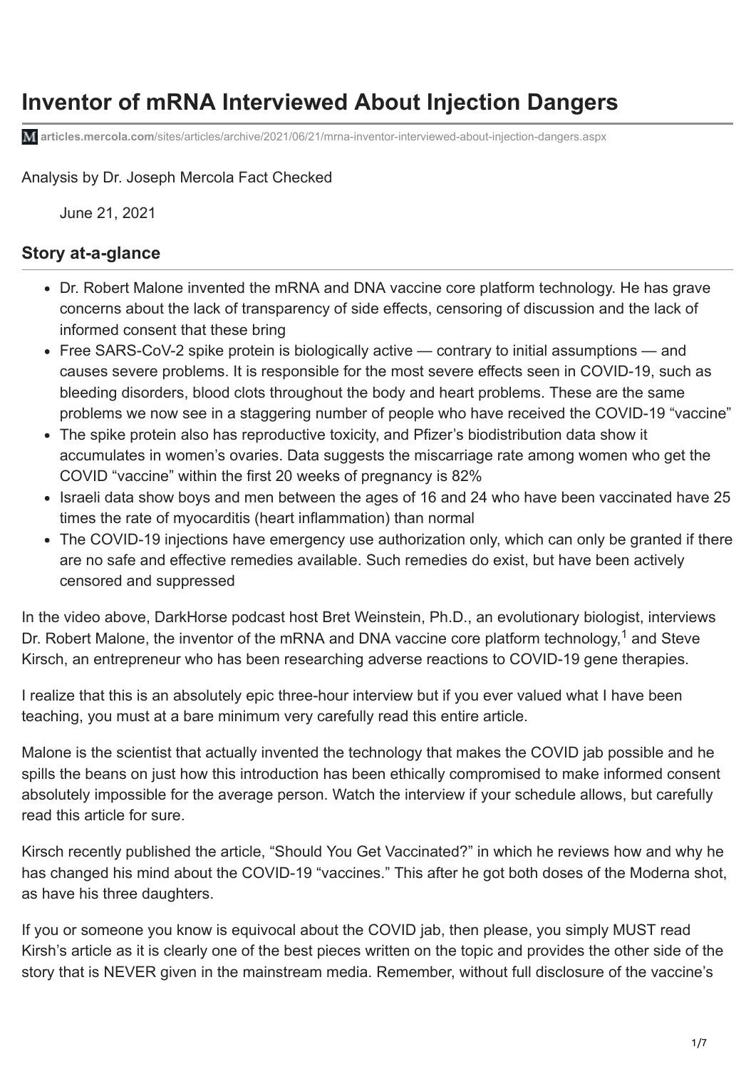# Inventor of mRNA Interviewed About Injection Dangers

articles.mercola.com/sites/articles/archive/2021/06/21/mrna-inventor-interviewed-about-injection-dangers.aspx

Analysis by Dr. Joseph Mercola Fact Checked

June 21, 2021

## Story at-a-glance

- Dr. Robert Malone invented the mRNA and DNA vaccine core platform technology. He has grave concerns about the lack of transparency of side effects, censoring of discussion and the lack of informed consent that these bring
- Free SARS-CoV-2 spike protein is biologically active — contrary to initial assumptions — and causes severe problems. It is responsible for the most severe effects seen in COVID-19, such as bleeding disorders, blood clots throughout the body and heart problems. These are the same problems we now see in a staggering number of people who have received the COVID-19 "vaccine"
- The spike protein also has reproductive toxicity, and Pfizer's biodistribution data show it accumulates in women's ovaries. Data suggests the miscarriage rate among women who get the COVID "vaccine" within the first 20 weeks of pregnancy is 82%
- Israeli data show boys and men between the ages of 16 and 24 who have been vaccinated have 25 times the rate of myocarditis (heart inflammation) than normal
- The COVID-19 injections have emergency use authorization only, which can only be granted if there are no safe and effective remedies available. Such remedies do exist, but have been actively censored and suppressed

In the video above, DarkHorse podcast host Bret Weinstein, Ph.D., an evolutionary biologist, interviews Dr. Robert Malone, the inventor of the mRNA and DNA vaccine core platform technology,[1] and Steve Kirsch, an entrepreneur who has been researching adverse reactions to COVID-19 gene therapies.

I realize that this is an absolutely epic three-hour interview but if you ever valued what I have been teaching, you must at a bare minimum very carefully read this entire article.

Malone is the scientist that actually invented the technology that makes the COVID jab possible and he spills the beans on just how this introduction has been ethically compromised to make informed consent absolutely impossible for the average person. Watch the interview if your schedule allows, but carefully read this article for sure.

Kirsch recently published the article, "Should You Get Vaccinated?" in which he reviews how and why he has changed his mind about the COVID-19 "vaccines." This after he got both doses of the Moderna shot, as have his three daughters.

If you or someone you know is equivocal about the COVID jab, then please, you simply MUST read Kirsh's article as it is clearly one of the best pieces written on the topic and provides the other side of the story that is NEVER given in the mainstream media. Remember, without full disclosure of the vaccine's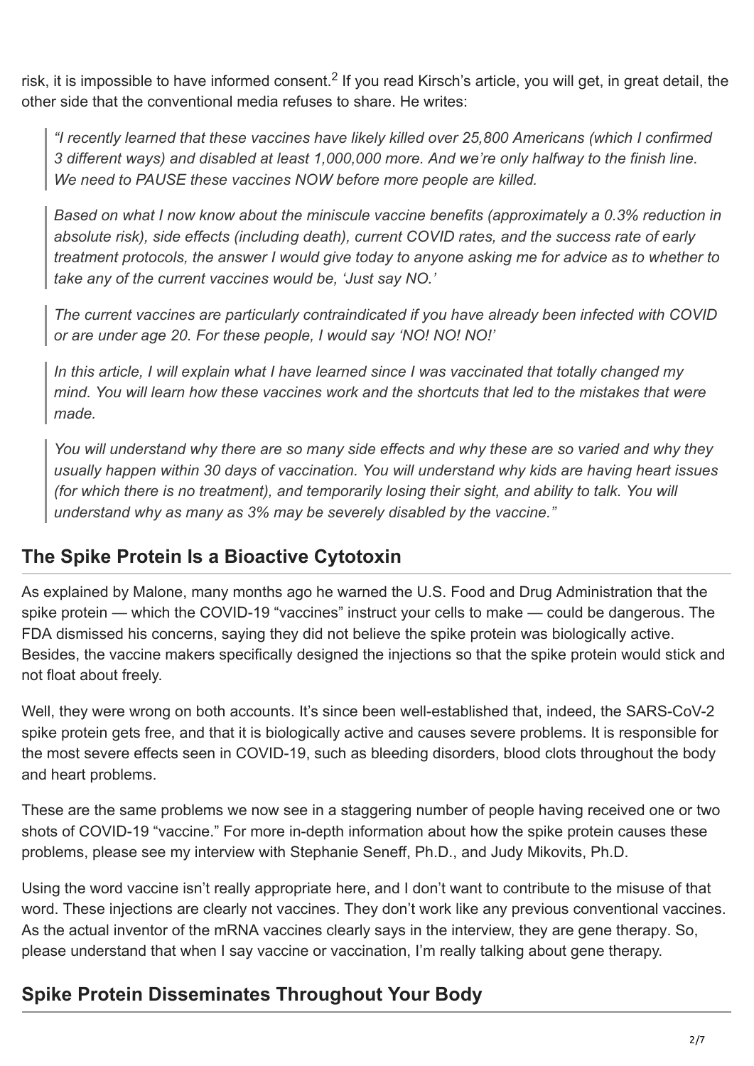risk, it is impossible to have informed consent.[2] If you read Kirsch's article, you will get, in great detail, the other side that the conventional media refuses to share. He writes:

> *"I recently learned that these vaccines have likely killed over 25,800 Americans (which I confirmed 3 different ways) and disabled at least 1,000,000 more. And we're only halfway to the finish line. We need to PAUSE these vaccines NOW before more people are killed.*
>
> *Based on what I now know about the miniscule vaccine benefits (approximately a 0.3% reduction in absolute risk), side effects (including death), current COVID rates, and the success rate of early treatment protocols, the answer I would give today to anyone asking me for advice as to whether to take any of the current vaccines would be, 'Just say NO.'*
>
> *The current vaccines are particularly contraindicated if you have already been infected with COVID or are under age 20. For these people, I would say 'NO! NO! NO!'*
>
> *In this article, I will explain what I have learned since I was vaccinated that totally changed my mind. You will learn how these vaccines work and the shortcuts that led to the mistakes that were made.*
>
> *You will understand why there are so many side effects and why these are so varied and why they usually happen within 30 days of vaccination. You will understand why kids are having heart issues (for which there is no treatment), and temporarily losing their sight, and ability to talk. You will understand why as many as 3% may be severely disabled by the vaccine."*

## The Spike Protein Is a Bioactive Cytotoxin

As explained by Malone, many months ago he warned the U.S. Food and Drug Administration that the spike protein — which the COVID-19 "vaccines" instruct your cells to make — could be dangerous. The FDA dismissed his concerns, saying they did not believe the spike protein was biologically active. Besides, the vaccine makers specifically designed the injections so that the spike protein would stick and not float about freely.

Well, they were wrong on both accounts. It's since been well-established that, indeed, the SARS-CoV-2 spike protein gets free, and that it is biologically active and causes severe problems. It is responsible for the most severe effects seen in COVID-19, such as bleeding disorders, blood clots throughout the body and heart problems.

These are the same problems we now see in a staggering number of people having received one or two shots of COVID-19 "vaccine." For more in-depth information about how the spike protein causes these problems, please see my interview with Stephanie Seneff, Ph.D., and Judy Mikovits, Ph.D.

Using the word vaccine isn't really appropriate here, and I don't want to contribute to the misuse of that word. These injections are clearly not vaccines. They don't work like any previous conventional vaccines. As the actual inventor of the mRNA vaccines clearly says in the interview, they are gene therapy. So, please understand that when I say vaccine or vaccination, I'm really talking about gene therapy.

## Spike Protein Disseminates Throughout Your Body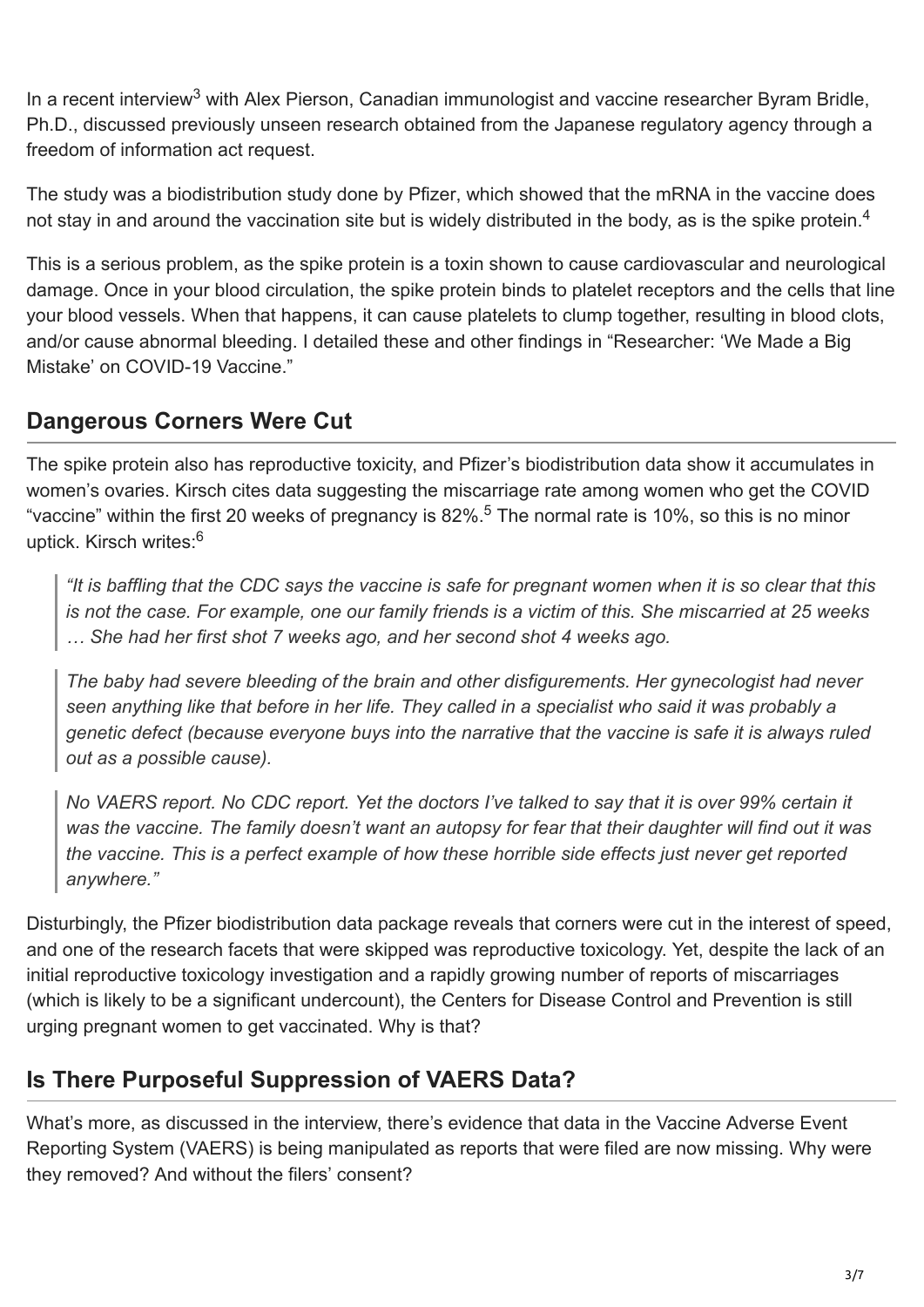In a recent interview[3] with Alex Pierson, Canadian immunologist and vaccine researcher Byram Bridle, Ph.D., discussed previously unseen research obtained from the Japanese regulatory agency through a freedom of information act request.

The study was a biodistribution study done by Pfizer, which showed that the mRNA in the vaccine does not stay in and around the vaccination site but is widely distributed in the body, as is the spike protein.[4]

This is a serious problem, as the spike protein is a toxin shown to cause cardiovascular and neurological damage. Once in your blood circulation, the spike protein binds to platelet receptors and the cells that line your blood vessels. When that happens, it can cause platelets to clump together, resulting in blood clots, and/or cause abnormal bleeding. I detailed these and other findings in "Researcher: 'We Made a Big Mistake' on COVID-19 Vaccine."

## Dangerous Corners Were Cut

The spike protein also has reproductive toxicity, and Pfizer's biodistribution data show it accumulates in women's ovaries. Kirsch cites data suggesting the miscarriage rate among women who get the COVID "vaccine" within the first 20 weeks of pregnancy is 82%.[5] The normal rate is 10%, so this is no minor uptick. Kirsch writes:[6]

> *"It is baffling that the CDC says the vaccine is safe for pregnant women when it is so clear that this is not the case. For example, one our family friends is a victim of this. She miscarried at 25 weeks … She had her first shot 7 weeks ago, and her second shot 4 weeks ago.*
>
> *The baby had severe bleeding of the brain and other disfigurements. Her gynecologist had never seen anything like that before in her life. They called in a specialist who said it was probably a genetic defect (because everyone buys into the narrative that the vaccine is safe it is always ruled out as a possible cause).*
>
> *No VAERS report. No CDC report. Yet the doctors I've talked to say that it is over 99% certain it was the vaccine. The family doesn't want an autopsy for fear that their daughter will find out it was the vaccine. This is a perfect example of how these horrible side effects just never get reported anywhere."*

Disturbingly, the Pfizer biodistribution data package reveals that corners were cut in the interest of speed, and one of the research facets that were skipped was reproductive toxicology. Yet, despite the lack of an initial reproductive toxicology investigation and a rapidly growing number of reports of miscarriages (which is likely to be a significant undercount), the Centers for Disease Control and Prevention is still urging pregnant women to get vaccinated. Why is that?

## Is There Purposeful Suppression of VAERS Data?

What's more, as discussed in the interview, there's evidence that data in the Vaccine Adverse Event Reporting System (VAERS) is being manipulated as reports that were filed are now missing. Why were they removed? And without the filers' consent?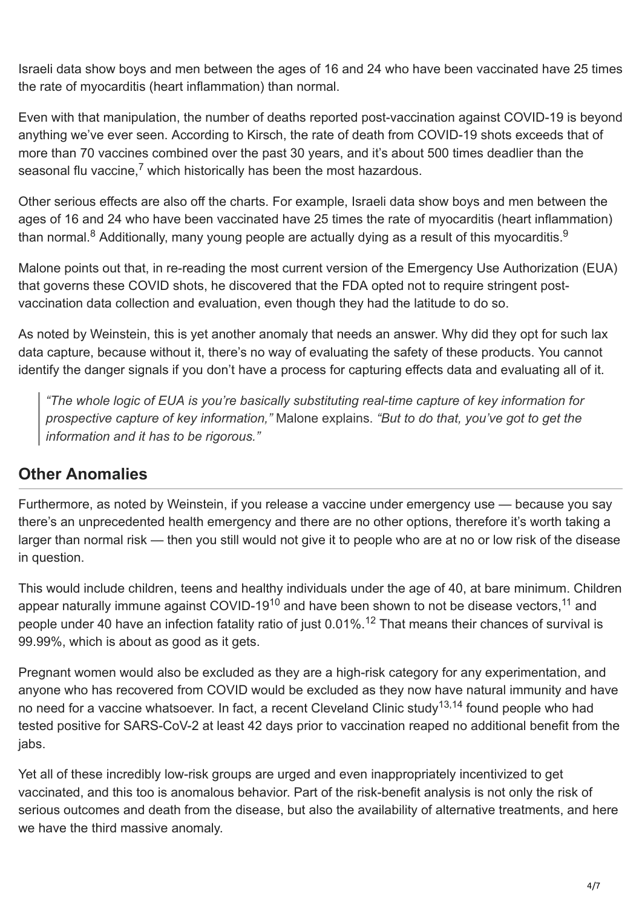Israeli data show boys and men between the ages of 16 and 24 who have been vaccinated have 25 times the rate of myocarditis (heart inflammation) than normal.

Even with that manipulation, the number of deaths reported post-vaccination against COVID-19 is beyond anything we've ever seen. According to Kirsch, the rate of death from COVID-19 shots exceeds that of more than 70 vaccines combined over the past 30 years, and it's about 500 times deadlier than the seasonal flu vaccine,[7] which historically has been the most hazardous.

Other serious effects are also off the charts. For example, Israeli data show boys and men between the ages of 16 and 24 who have been vaccinated have 25 times the rate of myocarditis (heart inflammation) than normal.[8] Additionally, many young people are actually dying as a result of this myocarditis.[9]

Malone points out that, in re-reading the most current version of the Emergency Use Authorization (EUA) that governs these COVID shots, he discovered that the FDA opted not to require stringent post-vaccination data collection and evaluation, even though they had the latitude to do so.

As noted by Weinstein, this is yet another anomaly that needs an answer. Why did they opt for such lax data capture, because without it, there's no way of evaluating the safety of these products. You cannot identify the danger signals if you don't have a process for capturing effects data and evaluating all of it.

> *"The whole logic of EUA is you're basically substituting real-time capture of key information for prospective capture of key information,"* Malone explains. *"But to do that, you've got to get the information and it has to be rigorous."*

## Other Anomalies

Furthermore, as noted by Weinstein, if you release a vaccine under emergency use — because you say there's an unprecedented health emergency and there are no other options, therefore it's worth taking a larger than normal risk — then you still would not give it to people who are at no or low risk of the disease in question.

This would include children, teens and healthy individuals under the age of 40, at bare minimum. Children appear naturally immune against COVID-19[10] and have been shown to not be disease vectors,[11] and people under 40 have an infection fatality ratio of just 0.01%.[12] That means their chances of survival is 99.99%, which is about as good as it gets.

Pregnant women would also be excluded as they are a high-risk category for any experimentation, and anyone who has recovered from COVID would be excluded as they now have natural immunity and have no need for a vaccine whatsoever. In fact, a recent Cleveland Clinic study[13,14] found people who had tested positive for SARS-CoV-2 at least 42 days prior to vaccination reaped no additional benefit from the jabs.

Yet all of these incredibly low-risk groups are urged and even inappropriately incentivized to get vaccinated, and this too is anomalous behavior. Part of the risk-benefit analysis is not only the risk of serious outcomes and death from the disease, but also the availability of alternative treatments, and here we have the third massive anomaly.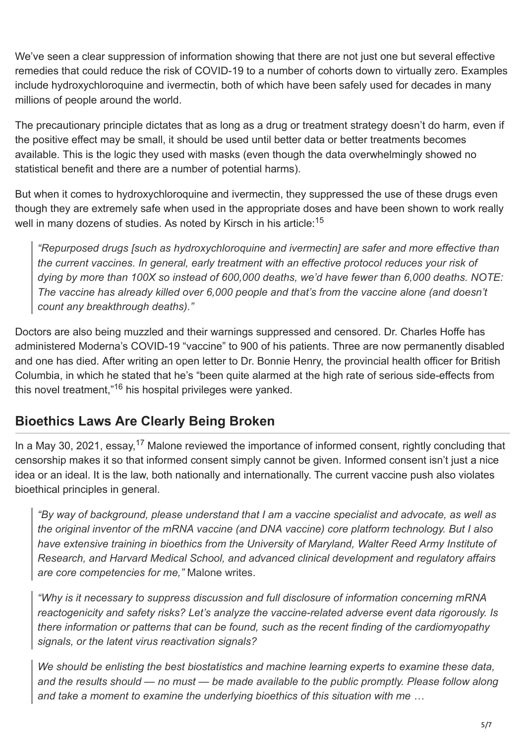We've seen a clear suppression of information showing that there are not just one but several effective remedies that could reduce the risk of COVID-19 to a number of cohorts down to virtually zero. Examples include hydroxychloroquine and ivermectin, both of which have been safely used for decades in many millions of people around the world.

The precautionary principle dictates that as long as a drug or treatment strategy doesn't do harm, even if the positive effect may be small, it should be used until better data or better treatments becomes available. This is the logic they used with masks (even though the data overwhelmingly showed no statistical benefit and there are a number of potential harms).

But when it comes to hydroxychloroquine and ivermectin, they suppressed the use of these drugs even though they are extremely safe when used in the appropriate doses and have been shown to work really well in many dozens of studies. As noted by Kirsch in his article:[15]

> *"Repurposed drugs [such as hydroxychloroquine and ivermectin] are safer and more effective than the current vaccines. In general, early treatment with an effective protocol reduces your risk of dying by more than 100X so instead of 600,000 deaths, we'd have fewer than 6,000 deaths. NOTE: The vaccine has already killed over 6,000 people and that's from the vaccine alone (and doesn't count any breakthrough deaths)."*

Doctors are also being muzzled and their warnings suppressed and censored. Dr. Charles Hoffe has administered Moderna's COVID-19 "vaccine" to 900 of his patients. Three are now permanently disabled and one has died. After writing an open letter to Dr. Bonnie Henry, the provincial health officer for British Columbia, in which he stated that he's "been quite alarmed at the high rate of serious side-effects from this novel treatment,"[16] his hospital privileges were yanked.

## Bioethics Laws Are Clearly Being Broken

In a May 30, 2021, essay,[17] Malone reviewed the importance of informed consent, rightly concluding that censorship makes it so that informed consent simply cannot be given. Informed consent isn't just a nice idea or an ideal. It is the law, both nationally and internationally. The current vaccine push also violates bioethical principles in general.

> *"By way of background, please understand that I am a vaccine specialist and advocate, as well as the original inventor of the mRNA vaccine (and DNA vaccine) core platform technology. But I also have extensive training in bioethics from the University of Maryland, Walter Reed Army Institute of Research, and Harvard Medical School, and advanced clinical development and regulatory affairs are core competencies for me,"* Malone writes.

> *"Why is it necessary to suppress discussion and full disclosure of information concerning mRNA reactogenicity and safety risks? Let's analyze the vaccine-related adverse event data rigorously. Is there information or patterns that can be found, such as the recent finding of the cardiomyopathy signals, or the latent virus reactivation signals?*

> *We should be enlisting the best biostatistics and machine learning experts to examine these data, and the results should — no must — be made available to the public promptly. Please follow along and take a moment to examine the underlying bioethics of this situation with me …*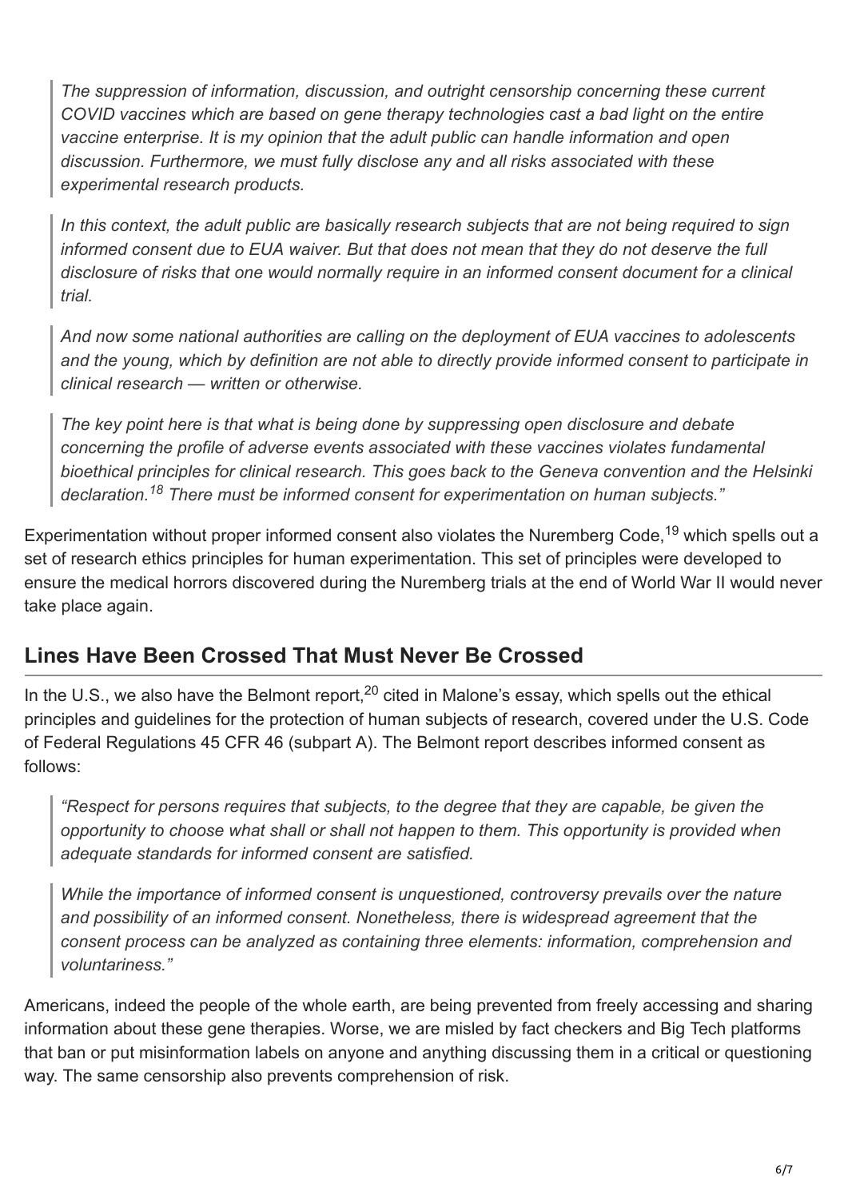> *The suppression of information, discussion, and outright censorship concerning these current COVID vaccines which are based on gene therapy technologies cast a bad light on the entire vaccine enterprise. It is my opinion that the adult public can handle information and open discussion. Furthermore, we must fully disclose any and all risks associated with these experimental research products.*
>
> *In this context, the adult public are basically research subjects that are not being required to sign informed consent due to EUA waiver. But that does not mean that they do not deserve the full disclosure of risks that one would normally require in an informed consent document for a clinical trial.*
>
> *And now some national authorities are calling on the deployment of EUA vaccines to adolescents and the young, which by definition are not able to directly provide informed consent to participate in clinical research — written or otherwise.*
>
> *The key point here is that what is being done by suppressing open disclosure and debate concerning the profile of adverse events associated with these vaccines violates fundamental bioethical principles for clinical research. This goes back to the Geneva convention and the Helsinki declaration.[18] There must be informed consent for experimentation on human subjects."*

Experimentation without proper informed consent also violates the Nuremberg Code,[19] which spells out a set of research ethics principles for human experimentation. This set of principles were developed to ensure the medical horrors discovered during the Nuremberg trials at the end of World War II would never take place again.

## Lines Have Been Crossed That Must Never Be Crossed

In the U.S., we also have the Belmont report,[20] cited in Malone's essay, which spells out the ethical principles and guidelines for the protection of human subjects of research, covered under the U.S. Code of Federal Regulations 45 CFR 46 (subpart A). The Belmont report describes informed consent as follows:

> *"Respect for persons requires that subjects, to the degree that they are capable, be given the opportunity to choose what shall or shall not happen to them. This opportunity is provided when adequate standards for informed consent are satisfied.*
>
> *While the importance of informed consent is unquestioned, controversy prevails over the nature and possibility of an informed consent. Nonetheless, there is widespread agreement that the consent process can be analyzed as containing three elements: information, comprehension and voluntariness."*

Americans, indeed the people of the whole earth, are being prevented from freely accessing and sharing information about these gene therapies. Worse, we are misled by fact checkers and Big Tech platforms that ban or put misinformation labels on anyone and anything discussing them in a critical or questioning way. The same censorship also prevents comprehension of risk.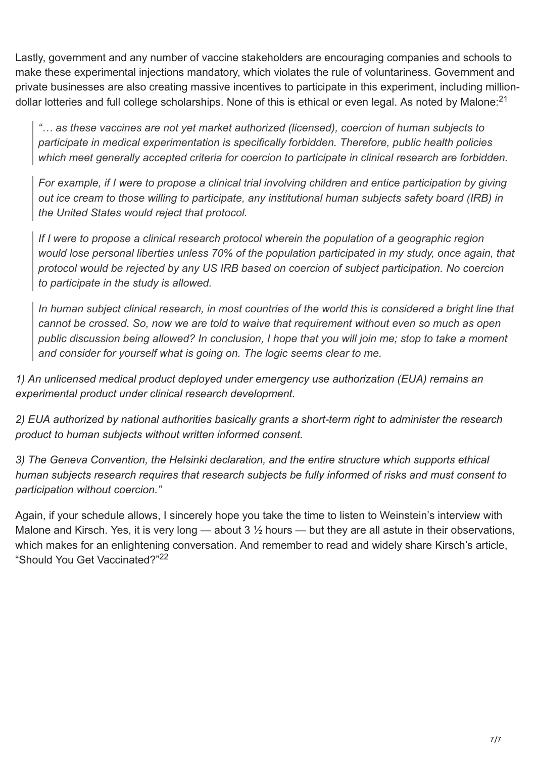Lastly, government and any number of vaccine stakeholders are encouraging companies and schools to make these experimental injections mandatory, which violates the rule of voluntariness. Government and private businesses are also creating massive incentives to participate in this experiment, including million-dollar lotteries and full college scholarships. None of this is ethical or even legal. As noted by Malone:[21]

> *"… as these vaccines are not yet market authorized (licensed), coercion of human subjects to participate in medical experimentation is specifically forbidden. Therefore, public health policies which meet generally accepted criteria for coercion to participate in clinical research are forbidden.*
>
> *For example, if I were to propose a clinical trial involving children and entice participation by giving out ice cream to those willing to participate, any institutional human subjects safety board (IRB) in the United States would reject that protocol.*
>
> *If I were to propose a clinical research protocol wherein the population of a geographic region would lose personal liberties unless 70% of the population participated in my study, once again, that protocol would be rejected by any US IRB based on coercion of subject participation. No coercion to participate in the study is allowed.*
>
> *In human subject clinical research, in most countries of the world this is considered a bright line that cannot be crossed. So, now we are told to waive that requirement without even so much as open public discussion being allowed? In conclusion, I hope that you will join me; stop to take a moment and consider for yourself what is going on. The logic seems clear to me.*

*1) An unlicensed medical product deployed under emergency use authorization (EUA) remains an experimental product under clinical research development.*

*2) EUA authorized by national authorities basically grants a short-term right to administer the research product to human subjects without written informed consent.*

*3) The Geneva Convention, the Helsinki declaration, and the entire structure which supports ethical human subjects research requires that research subjects be fully informed of risks and must consent to participation without coercion."*

Again, if your schedule allows, I sincerely hope you take the time to listen to Weinstein's interview with Malone and Kirsch. Yes, it is very long — about 3 ½ hours — but they are all astute in their observations, which makes for an enlightening conversation. And remember to read and widely share Kirsch's article, "Should You Get Vaccinated?"[22]